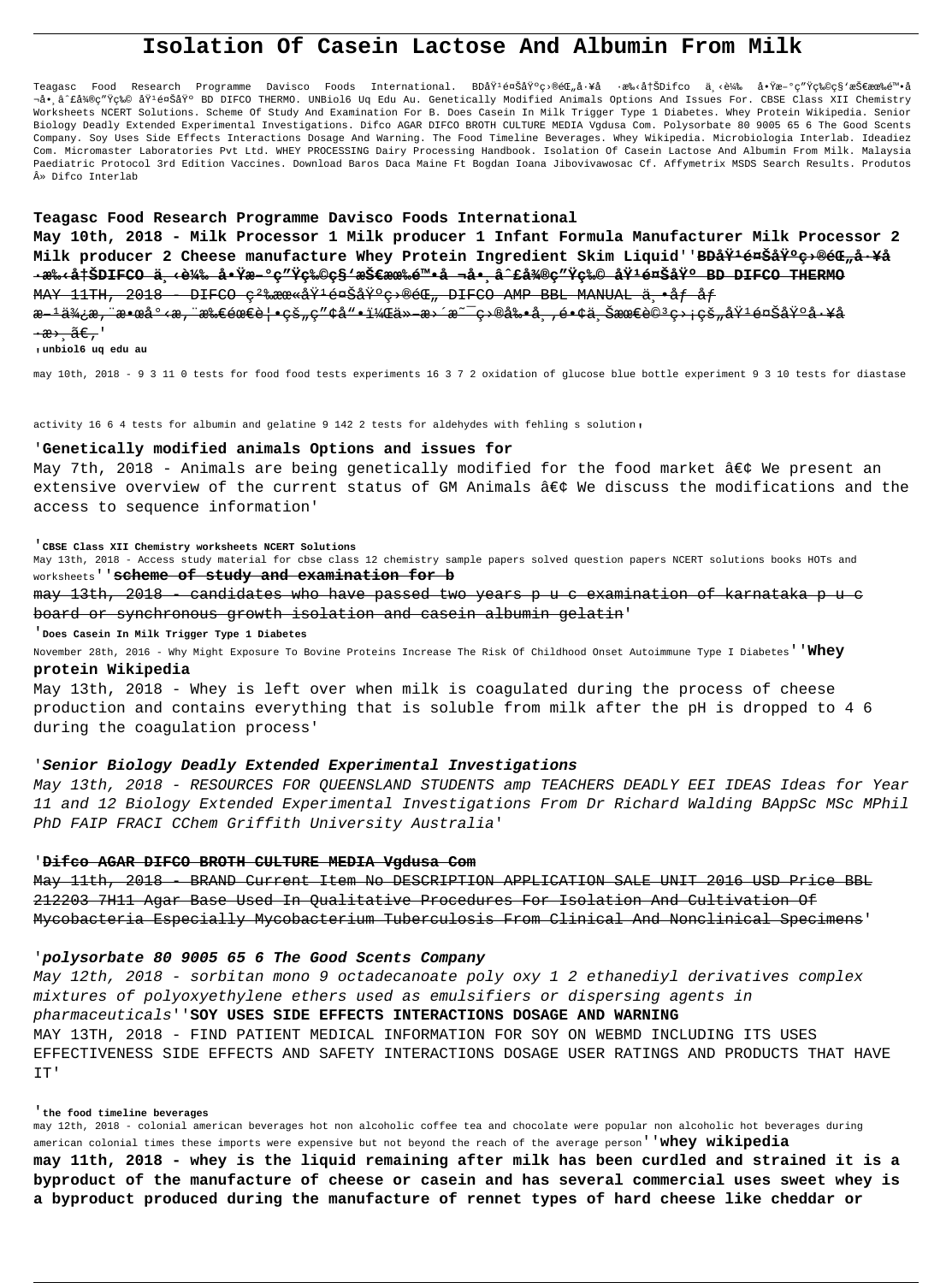# Isolation Of Casein Lactose And Albumin From Milk

Teagasc Food Research Programme Davisco Foods International. BDå¥¹é¤Šå­Ÿç›®éŒ„å·¥å ·æ‰‹å†ŠDifco ä¸‹è¼‰ å•Ÿæ–°ç”Ÿç‰©ç§'æŠ€æœ‰é™•å ¬å•¸ å^£å¾®ç"Ÿç‰© å¥¹é¤Šå­Ÿ BD DIFCO THERMO. UNBiol6 Uq Edu Au. Genetically Modified Animals Options And Issues For. CBSE Class XII Chemistry Worksheets NCERT Solutions. Scheme Of Study And Examination For B. Does Casein In Milk Trigger Type 1 Diabetes. Whey Protein Wikipedia. Senior Biology Deadly Extended Experimental Investigations. Difco AGAR DIFCO BROTH CULTURE MEDIA Vgdusa Com. Polysorbate 80 9005 65 6 The Good Scents Company. Soy Uses Side Effects Interactions Dosage And Warning. The Food Timeline Beverages. Whey Wikipedia. Microbiologia Interlab. Ideadiez Com. Micromaster Laboratories Pvt Ltd. WHEY PROCESSING Dairy Processing Handbook. Isolation Of Casein Lactose And Albumin From Milk. Malaysia Paediatric Protocol 3rd Edition Vaccines. Download Baros Daca Maine Ft Bogdan Ioana Jibovivawosac Cf. Affymetrix MSDS Search Results. Produtos » Difco Interlab

**Teagasc Food Research Programme Davisco Foods International**

**May 10th, 2018 - Milk Processor 1 Milk producer 1 Infant Formula Manufacturer Milk Processor 2 Milk producer 2 Cheese manufacture Whey Protein Ingredient Skim Liquid**''**BDå¥¹é¤Šå­Ÿç›®éŒ„å·¥å ·æ‰‹å†ŠDIFCO ä¸‹è¼‰ å•Ÿæ–°ç"Ÿç‰©ç§'æŠ€æœ‰é™•å ¬å•¸ å^£å¾®ç"Ÿç‰© å¥¹é¤Šå­Ÿ BD DIFCO THERMO**

MAY 11TH, 2018 - DIFCO ç²‰æœ«å¥¹é¤Šå­Ÿç›®éŒ„ DIFCO AMP BBL MANUAL ä¸•åƒ åƒ æ–¹ä¾¿æ¸¨æ•™å°‹æ¸¨æ‰€éœ€è¦•çš„ç"¢å"•ï¼Œä»–æ›´æ˜¯ç›®å‰•å¸‚é•¢ä¸Šæœ€è©³ç›¡çš„å¥¹é¤Šå­Ÿå·¥å ·æ›¸ã€''

'**unbiol6 uq edu au**

may 10th, 2018 - 9 3 11 0 tests for food food tests experiments 16 3 7 2 oxidation of glucose blue bottle experiment 9 3 10 tests for diastase activity 16 6 4 tests for albumin and gelatine 9 142 2 tests for aldehydes with fehling s solution'

'**Genetically modified animals Options and issues for**

May 7th, 2018 - Animals are being genetically modified for the food market â€¢ We present an extensive overview of the current status of GM Animals â€¢ We discuss the modifications and the access to sequence information'

'**CBSE Class XII Chemistry worksheets NCERT Solutions**

May 13th, 2018 - Access study material for cbse class 12 chemistry sample papers solved question papers NCERT solutions books HOTs and worksheets''**scheme of study and examination for b**

may 13th, 2018 - candidates who have passed two years p u c examination of karnataka p u c board or synchronous growth isolation and casein albumin gelatin'

'**Does Casein In Milk Trigger Type 1 Diabetes**

November 28th, 2016 - Why Might Exposure To Bovine Proteins Increase The Risk Of Childhood Onset Autoimmune Type I Diabetes''**Whey protein Wikipedia**

May 13th, 2018 - Whey is left over when milk is coagulated during the process of cheese production and contains everything that is soluble from milk after the pH is dropped to 4 6 during the coagulation process'

'***Senior Biology Deadly Extended Experimental Investigations***

*May 13th, 2018 - RESOURCES FOR QUEENSLAND STUDENTS amp TEACHERS DEADLY EEI IDEAS Ideas for Year 11 and 12 Biology Extended Experimental Investigations From Dr Richard Walding BAppSc MSc MPhil PhD FAIP FRACI CChem Griffith University Australia*'

'**Difco AGAR DIFCO BROTH CULTURE MEDIA Vgdusa Com**

May 11th, 2018 - BRAND Current Item No DESCRIPTION APPLICATION SALE UNIT 2016 USD Price BBL 212203 7H11 Agar Base Used In Qualitative Procedures For Isolation And Cultivation Of Mycobacteria Especially Mycobacterium Tuberculosis From Clinical And Nonclinical Specimens'

'***polysorbate 80 9005 65 6 The Good Scents Company***

*May 12th, 2018 - sorbitan mono 9 octadecanoate poly oxy 1 2 ethanediyl derivatives complex mixtures of polyoxyethylene ethers used as emulsifiers or dispersing agents in pharmaceuticals*''**SOY USES SIDE EFFECTS INTERACTIONS DOSAGE AND WARNING**

MAY 13TH, 2018 - FIND PATIENT MEDICAL INFORMATION FOR SOY ON WEBMD INCLUDING ITS USES EFFECTIVENESS SIDE EFFECTS AND SAFETY INTERACTIONS DOSAGE USER RATINGS AND PRODUCTS THAT HAVE IT'

'**the food timeline beverages**

may 12th, 2018 - colonial american beverages hot non alcoholic coffee tea and chocolate were popular non alcoholic hot beverages during american colonial times these imports were expensive but not beyond the reach of the average person''**whey wikipedia**

**may 11th, 2018 - whey is the liquid remaining after milk has been curdled and strained it is a byproduct of the manufacture of cheese or casein and has several commercial uses sweet whey is a byproduct produced during the manufacture of rennet types of hard cheese like cheddar or**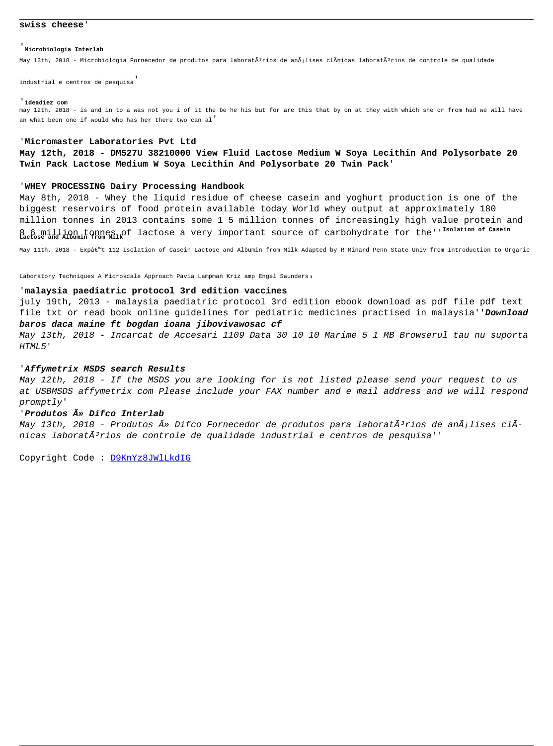swiss cheese'

'**Microbiologia Interlab**

May 13th, 2018 - Microbiologia Fornecedor de produtos para laboratÃ³rios de anÃ¡lises clÃnicas laboratÃ³rios de controle de qualidade industrial e centros de pesquisa'

'**ideadiez com**

may 12th, 2018 - is and in to a was not you i of it the be he his but for are this that by on at they with which she or from had we will have an what been one if would who has her there two can al'

'**Micromaster Laboratories Pvt Ltd**

**May 12th, 2018 - DM527U 38210000 View Fluid Lactose Medium W Soya Lecithin And Polysorbate 20 Twin Pack Lactose Medium W Soya Lecithin And Polysorbate 20 Twin Pack**'

'**WHEY PROCESSING Dairy Processing Handbook**

May 8th, 2018 - Whey the liquid residue of cheese casein and yoghurt production is one of the biggest reservoirs of food protein available today World whey output at approximately 180 million tonnes in 2013 contains some 1 5 million tonnes of increasingly high value protein and 8 6 million tonnes of lactose a very important source of carbohydrate for the''**Isolation of Casein Lactose and Albumin from Milk**

May 11th, 2018 - Expâ€™t 112 Isolation of Casein Lactose and Albumin from Milk Adapted by R Minard Penn State Univ from Introduction to Organic Laboratory Techniques A Microscale Approach Pavia Lampman Kriz amp Engel Saunders'

'**malaysia paediatric protocol 3rd edition vaccines**

july 19th, 2013 - malaysia paediatric protocol 3rd edition ebook download as pdf file pdf text file txt or read book online guidelines for pediatric medicines practised in malaysia''***Download baros daca maine ft bogdan ioana jibovivawosac cf***

*May 13th, 2018 - Incarcat de Accesari 1109 Data 30 10 10 Marime 5 1 MB Browserul tau nu suporta HTML5'*

'***Affymetrix MSDS search Results***

*May 12th, 2018 - If the MSDS you are looking for is not listed please send your request to us at USBMSDS affymetrix com Please include your FAX number and e mail address and we will respond promptly'*

'***Produtos Â» Difco Interlab***

*May 13th, 2018 - Produtos Â» Difco Fornecedor de produtos para laboratÃ³rios de anÃ¡lises clÃnicas laboratÃ³rios de controle de qualidade industrial e centros de pesquisa''*

Copyright Code : D9KnYz8JWlLkdIG